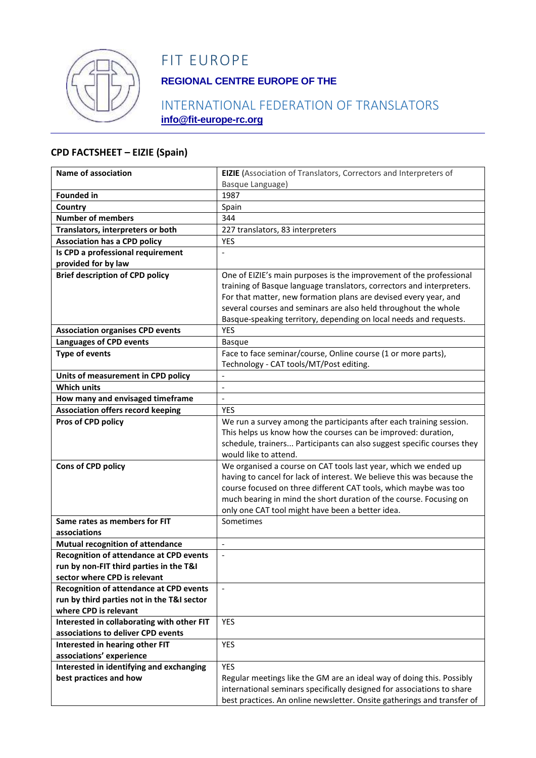# FIT EUROPE

**REGIONAL CENTRE EUROPE OF THE**

INTERNATIONAL FEDERATION OF TRANSLATORS

**info@fit-europe-rc.org**

## CPD FACTSHEET – EIZIE (Spain)

| Name of association | **EIZIE** (Association of Translators, Correctors and Interpreters of Basque Language) |
|---|---|
| **Founded in** | 1987 |
| **Country** | Spain |
| **Number of members** | 344 |
| **Translators, interpreters or both** | 227 translators, 83 interpreters |
| **Association has a CPD policy** | YES |
| **Is CPD a professional requirement provided for by law** | - |
| **Brief description of CPD policy** | One of EIZIE's main purposes is the improvement of the professional training of Basque language translators, correctors and interpreters. For that matter, new formation plans are devised every year, and several courses and seminars are also held throughout the whole Basque-speaking territory, depending on local needs and requests. |
| **Association organises CPD events** | YES |
| **Languages of CPD events** | Basque |
| **Type of events** | Face to face seminar/course, Online course (1 or more parts), Technology - CAT tools/MT/Post editing. |
| **Units of measurement in CPD policy** | - |
| **Which units** | - |
| **How many and envisaged timeframe** | - |
| **Association offers record keeping** | YES |
| **Pros of CPD policy** | We run a survey among the participants after each training session. This helps us know how the courses can be improved: duration, schedule, trainers... Participants can also suggest specific courses they would like to attend. |
| **Cons of CPD policy** | We organised a course on CAT tools last year, which we ended up having to cancel for lack of interest. We believe this was because the course focused on three different CAT tools, which maybe was too much bearing in mind the short duration of the course. Focusing on only one CAT tool might have been a better idea. |
| **Same rates as members for FIT associations** | Sometimes |
| **Mutual recognition of attendance** | - |
| **Recognition of attendance at CPD events run by non-FIT third parties in the T&I sector where CPD is relevant** | - |
| **Recognition of attendance at CPD events run by third parties not in the T&I sector where CPD is relevant** | - |
| **Interested in collaborating with other FIT associations to deliver CPD events** | YES |
| **Interested in hearing other FIT associations' experience** | YES |
| **Interested in identifying and exchanging best practices and how** | YES<br>Regular meetings like the GM are an ideal way of doing this. Possibly international seminars specifically designed for associations to share best practices. An online newsletter. Onsite gatherings and transfer of |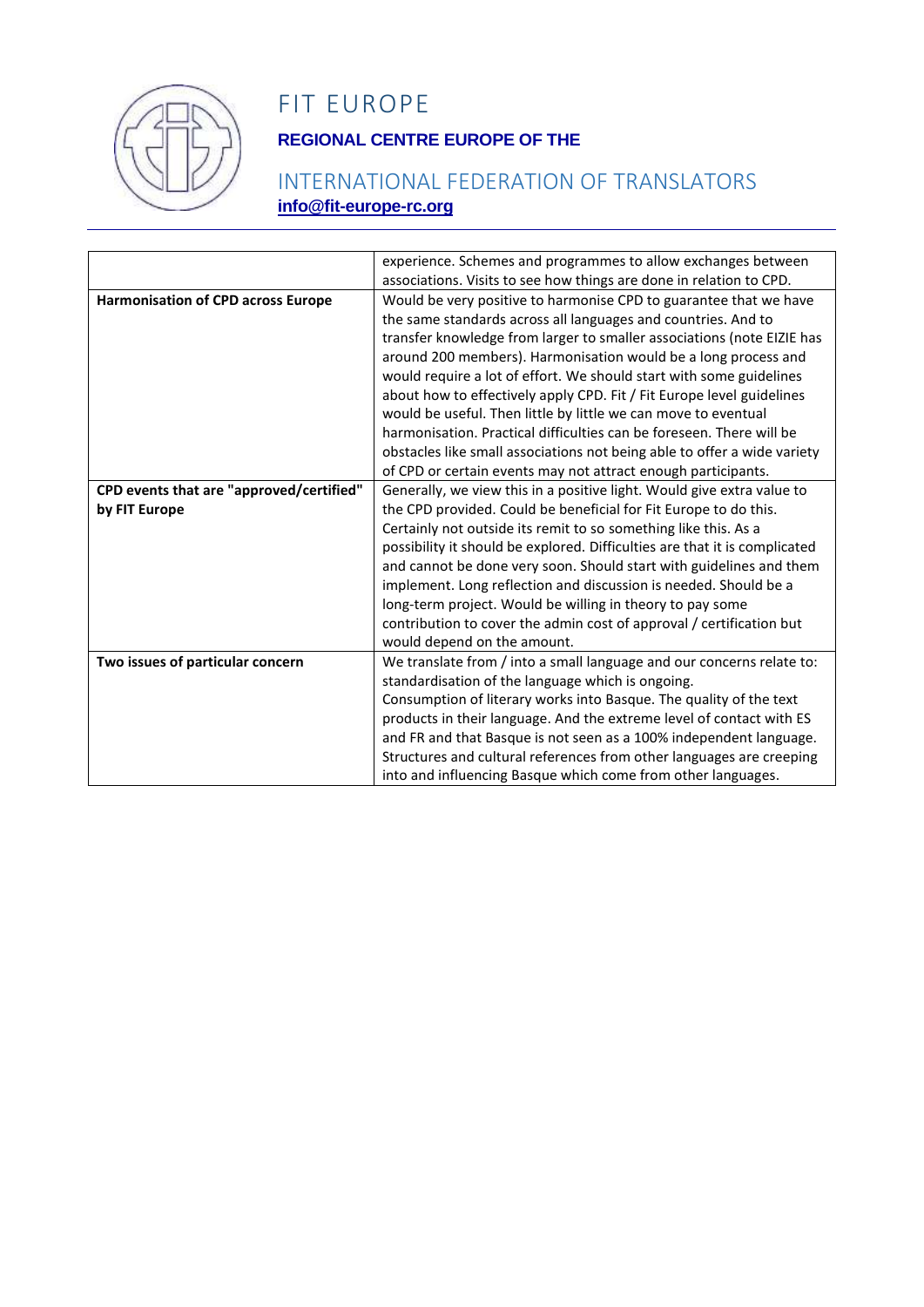# FIT EUROPE

**REGIONAL CENTRE EUROPE OF THE**

INTERNATIONAL FEDERATION OF TRANSLATORS
**info@fit-europe-rc.org**

| | |
|---|---|
| | experience. Schemes and programmes to allow exchanges between associations. Visits to see how things are done in relation to CPD. |
| **Harmonisation of CPD across Europe** | Would be very positive to harmonise CPD to guarantee that we have the same standards across all languages and countries. And to transfer knowledge from larger to smaller associations (note EIZIE has around 200 members). Harmonisation would be a long process and would require a lot of effort. We should start with some guidelines about how to effectively apply CPD. Fit / Fit Europe level guidelines would be useful. Then little by little we can move to eventual harmonisation. Practical difficulties can be foreseen. There will be obstacles like small associations not being able to offer a wide variety of CPD or certain events may not attract enough participants. |
| **CPD events that are "approved/certified" by FIT Europe** | Generally, we view this in a positive light. Would give extra value to the CPD provided. Could be beneficial for Fit Europe to do this. Certainly not outside its remit to so something like this. As a possibility it should be explored. Difficulties are that it is complicated and cannot be done very soon. Should start with guidelines and them implement. Long reflection and discussion is needed. Should be a long-term project. Would be willing in theory to pay some contribution to cover the admin cost of approval / certification but would depend on the amount. |
| **Two issues of particular concern** | We translate from / into a small language and our concerns relate to: standardisation of the language which is ongoing.<br>Consumption of literary works into Basque. The quality of the text products in their language. And the extreme level of contact with ES and FR and that Basque is not seen as a 100% independent language. Structures and cultural references from other languages are creeping into and influencing Basque which come from other languages. |